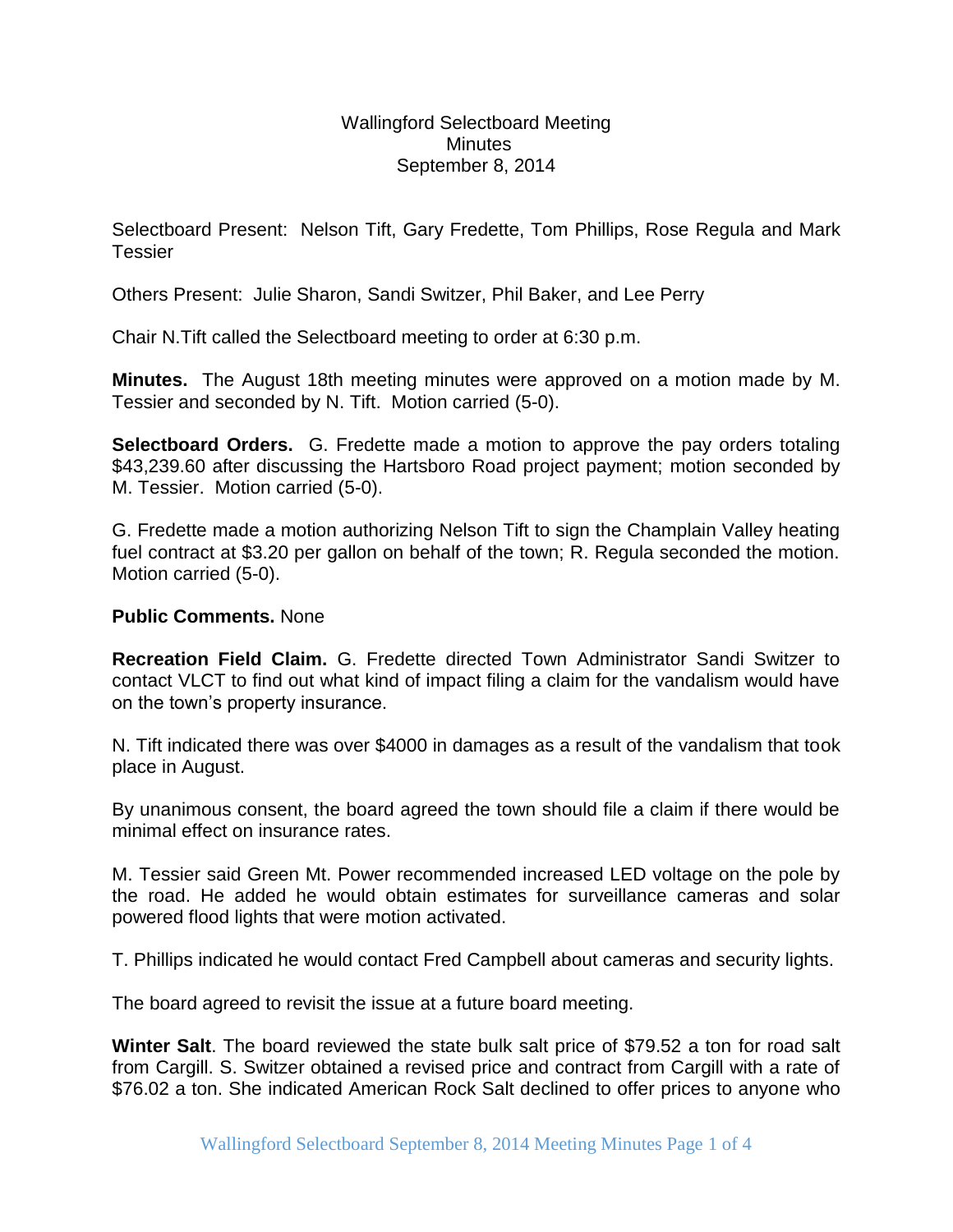Wallingford Selectboard Meeting
Minutes
September 8, 2014

Selectboard Present: Nelson Tift, Gary Fredette, Tom Phillips, Rose Regula and Mark Tessier

Others Present: Julie Sharon, Sandi Switzer, Phil Baker, and Lee Perry

Chair N.Tift called the Selectboard meeting to order at 6:30 p.m.

**Minutes.** The August 18th meeting minutes were approved on a motion made by M. Tessier and seconded by N. Tift. Motion carried (5-0).

**Selectboard Orders.** G. Fredette made a motion to approve the pay orders totaling $43,239.60 after discussing the Hartsboro Road project payment; motion seconded by M. Tessier. Motion carried (5-0).

G. Fredette made a motion authorizing Nelson Tift to sign the Champlain Valley heating fuel contract at $3.20 per gallon on behalf of the town; R. Regula seconded the motion. Motion carried (5-0).

**Public Comments.** None

**Recreation Field Claim.** G. Fredette directed Town Administrator Sandi Switzer to contact VLCT to find out what kind of impact filing a claim for the vandalism would have on the town's property insurance.

N. Tift indicated there was over $4000 in damages as a result of the vandalism that took place in August.

By unanimous consent, the board agreed the town should file a claim if there would be minimal effect on insurance rates.

M. Tessier said Green Mt. Power recommended increased LED voltage on the pole by the road. He added he would obtain estimates for surveillance cameras and solar powered flood lights that were motion activated.

T. Phillips indicated he would contact Fred Campbell about cameras and security lights.

The board agreed to revisit the issue at a future board meeting.

**Winter Salt**. The board reviewed the state bulk salt price of $79.52 a ton for road salt from Cargill. S. Switzer obtained a revised price and contract from Cargill with a rate of $76.02 a ton. She indicated American Rock Salt declined to offer prices to anyone who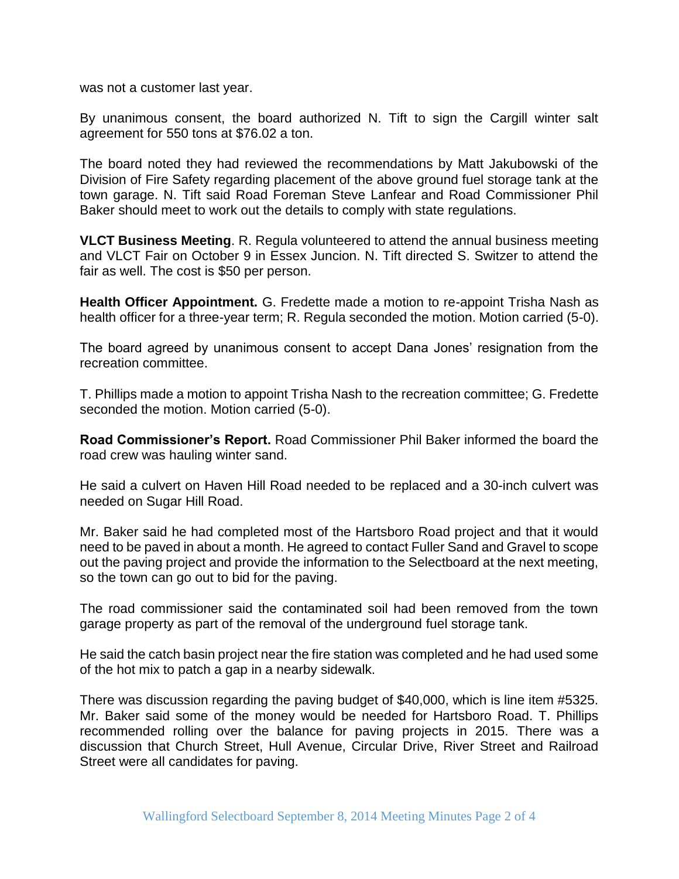was not a customer last year.

By unanimous consent, the board authorized N. Tift to sign the Cargill winter salt agreement for 550 tons at $76.02 a ton.

The board noted they had reviewed the recommendations by Matt Jakubowski of the Division of Fire Safety regarding placement of the above ground fuel storage tank at the town garage. N. Tift said Road Foreman Steve Lanfear and Road Commissioner Phil Baker should meet to work out the details to comply with state regulations.

**VLCT Business Meeting**. R. Regula volunteered to attend the annual business meeting and VLCT Fair on October 9 in Essex Junction. N. Tift directed S. Switzer to attend the fair as well. The cost is $50 per person.

**Health Officer Appointment.** G. Fredette made a motion to re-appoint Trisha Nash as health officer for a three-year term; R. Regula seconded the motion. Motion carried (5-0).

The board agreed by unanimous consent to accept Dana Jones' resignation from the recreation committee.

T. Phillips made a motion to appoint Trisha Nash to the recreation committee; G. Fredette seconded the motion. Motion carried (5-0).

**Road Commissioner's Report.** Road Commissioner Phil Baker informed the board the road crew was hauling winter sand.

He said a culvert on Haven Hill Road needed to be replaced and a 30-inch culvert was needed on Sugar Hill Road.

Mr. Baker said he had completed most of the Hartsboro Road project and that it would need to be paved in about a month. He agreed to contact Fuller Sand and Gravel to scope out the paving project and provide the information to the Selectboard at the next meeting, so the town can go out to bid for the paving.

The road commissioner said the contaminated soil had been removed from the town garage property as part of the removal of the underground fuel storage tank.

He said the catch basin project near the fire station was completed and he had used some of the hot mix to patch a gap in a nearby sidewalk.

There was discussion regarding the paving budget of $40,000, which is line item #5325. Mr. Baker said some of the money would be needed for Hartsboro Road. T. Phillips recommended rolling over the balance for paving projects in 2015. There was a discussion that Church Street, Hull Avenue, Circular Drive, River Street and Railroad Street were all candidates for paving.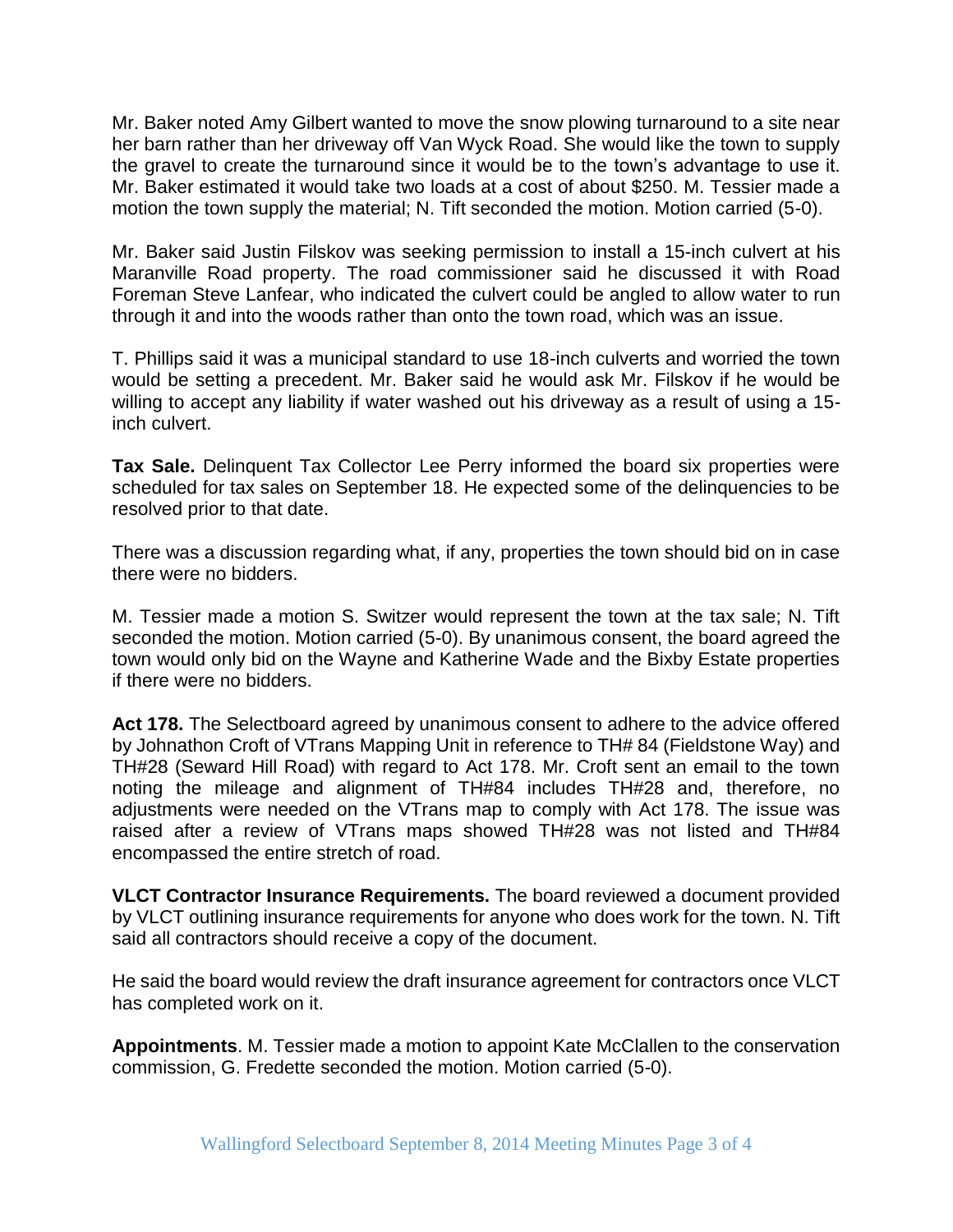Mr. Baker noted Amy Gilbert wanted to move the snow plowing turnaround to a site near her barn rather than her driveway off Van Wyck Road. She would like the town to supply the gravel to create the turnaround since it would be to the town's advantage to use it. Mr. Baker estimated it would take two loads at a cost of about $250. M. Tessier made a motion the town supply the material; N. Tift seconded the motion. Motion carried (5-0).

Mr. Baker said Justin Filskov was seeking permission to install a 15-inch culvert at his Maranville Road property. The road commissioner said he discussed it with Road Foreman Steve Lanfear, who indicated the culvert could be angled to allow water to run through it and into the woods rather than onto the town road, which was an issue.

T. Phillips said it was a municipal standard to use 18-inch culverts and worried the town would be setting a precedent. Mr. Baker said he would ask Mr. Filskov if he would be willing to accept any liability if water washed out his driveway as a result of using a 15-inch culvert.

**Tax Sale.** Delinquent Tax Collector Lee Perry informed the board six properties were scheduled for tax sales on September 18. He expected some of the delinquencies to be resolved prior to that date.

There was a discussion regarding what, if any, properties the town should bid on in case there were no bidders.

M. Tessier made a motion S. Switzer would represent the town at the tax sale; N. Tift seconded the motion. Motion carried (5-0). By unanimous consent, the board agreed the town would only bid on the Wayne and Katherine Wade and the Bixby Estate properties if there were no bidders.

**Act 178.** The Selectboard agreed by unanimous consent to adhere to the advice offered by Johnathon Croft of VTrans Mapping Unit in reference to TH# 84 (Fieldstone Way) and TH#28 (Seward Hill Road) with regard to Act 178. Mr. Croft sent an email to the town noting the mileage and alignment of TH#84 includes TH#28 and, therefore, no adjustments were needed on the VTrans map to comply with Act 178. The issue was raised after a review of VTrans maps showed TH#28 was not listed and TH#84 encompassed the entire stretch of road.

**VLCT Contractor Insurance Requirements.** The board reviewed a document provided by VLCT outlining insurance requirements for anyone who does work for the town. N. Tift said all contractors should receive a copy of the document.

He said the board would review the draft insurance agreement for contractors once VLCT has completed work on it.

**Appointments**. M. Tessier made a motion to appoint Kate McClallen to the conservation commission, G. Fredette seconded the motion. Motion carried (5-0).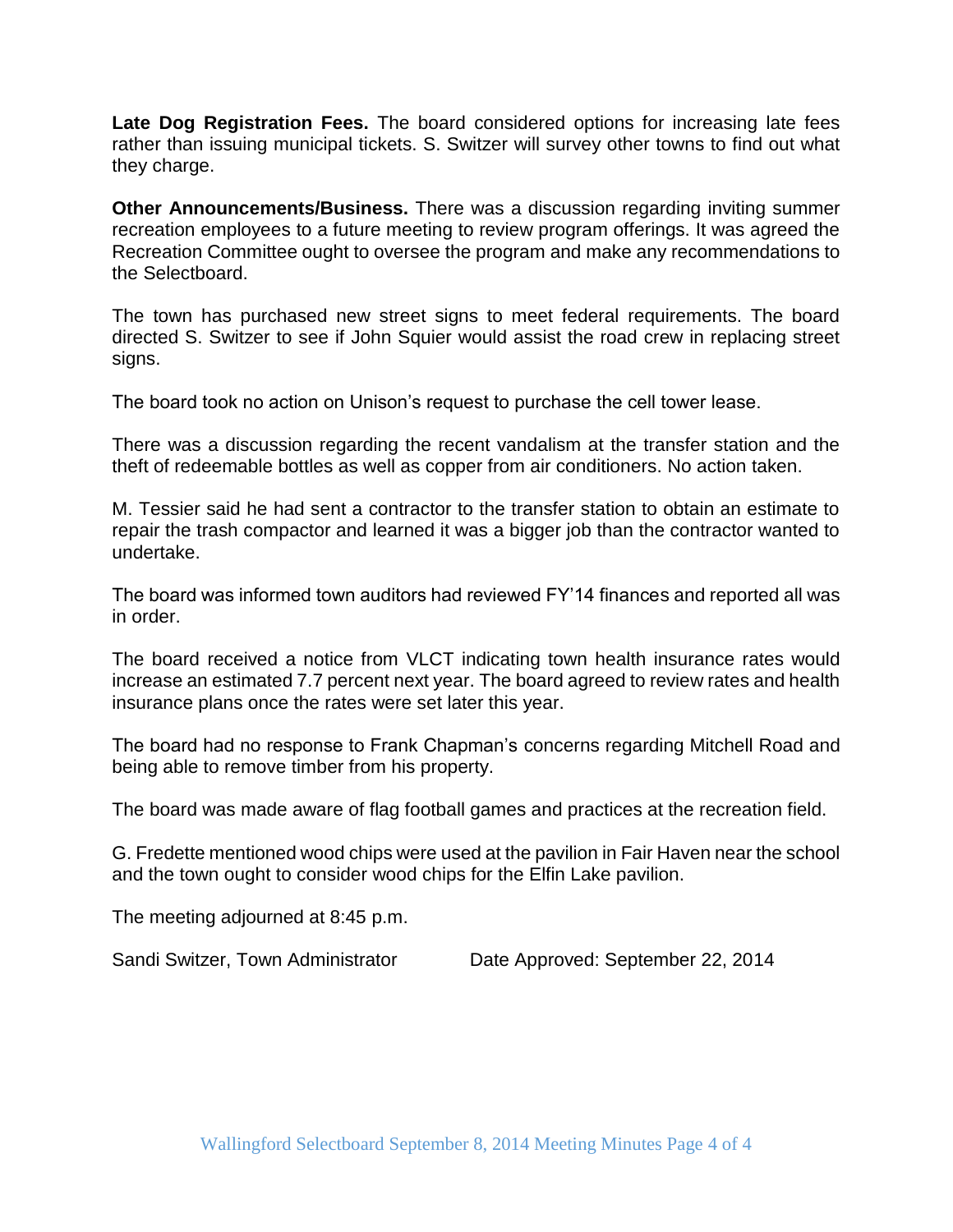**Late Dog Registration Fees.** The board considered options for increasing late fees rather than issuing municipal tickets. S. Switzer will survey other towns to find out what they charge.

**Other Announcements/Business.** There was a discussion regarding inviting summer recreation employees to a future meeting to review program offerings. It was agreed the Recreation Committee ought to oversee the program and make any recommendations to the Selectboard.

The town has purchased new street signs to meet federal requirements. The board directed S. Switzer to see if John Squier would assist the road crew in replacing street signs.

The board took no action on Unison's request to purchase the cell tower lease.

There was a discussion regarding the recent vandalism at the transfer station and the theft of redeemable bottles as well as copper from air conditioners. No action taken.

M. Tessier said he had sent a contractor to the transfer station to obtain an estimate to repair the trash compactor and learned it was a bigger job than the contractor wanted to undertake.

The board was informed town auditors had reviewed FY'14 finances and reported all was in order.

The board received a notice from VLCT indicating town health insurance rates would increase an estimated 7.7 percent next year. The board agreed to review rates and health insurance plans once the rates were set later this year.

The board had no response to Frank Chapman's concerns regarding Mitchell Road and being able to remove timber from his property.

The board was made aware of flag football games and practices at the recreation field.

G. Fredette mentioned wood chips were used at the pavilion in Fair Haven near the school and the town ought to consider wood chips for the Elfin Lake pavilion.

The meeting adjourned at 8:45 p.m.

Sandi Switzer, Town Administrator Date Approved: September 22, 2014